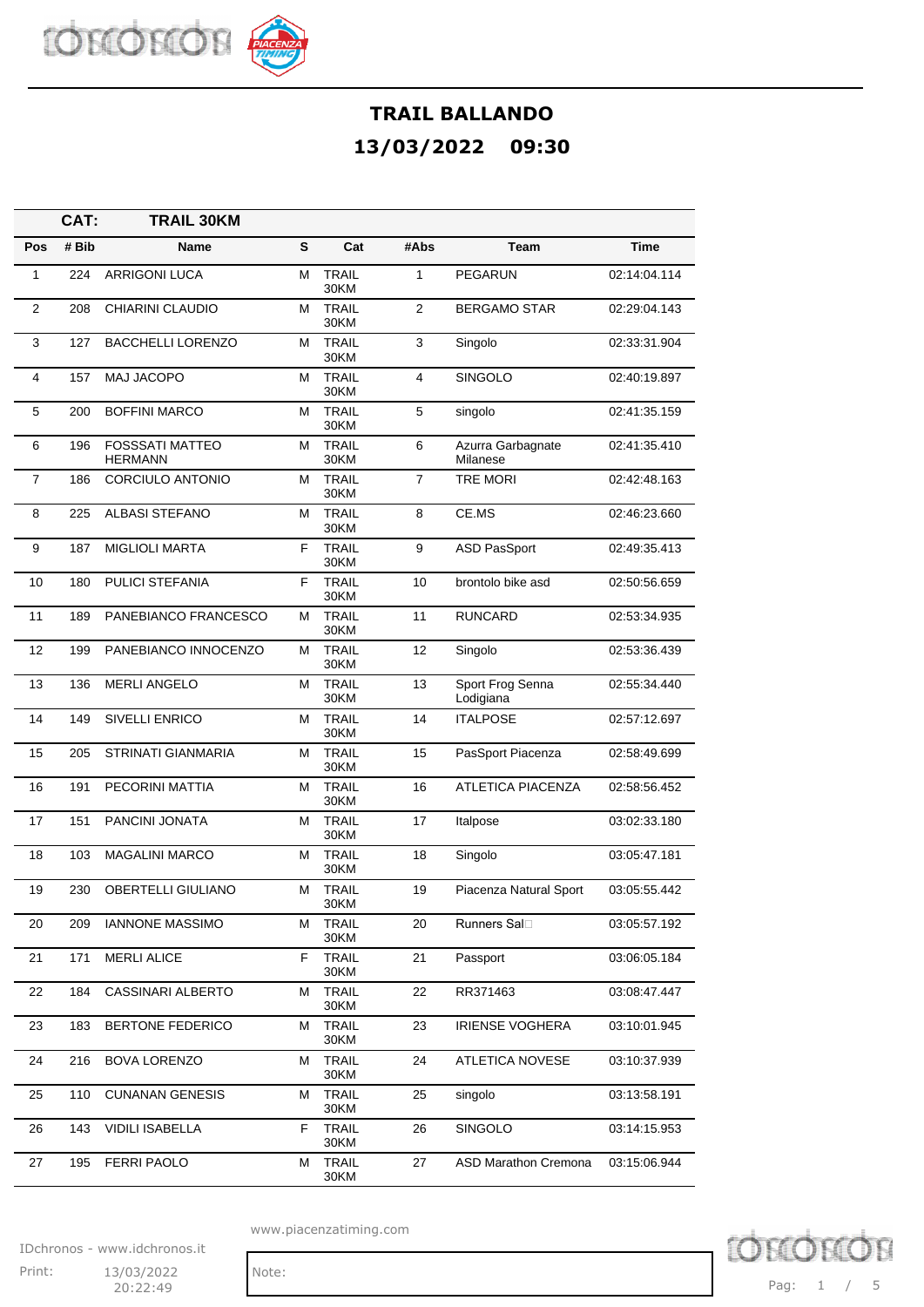# TRAIL BALLANDO

## 13/03/2022 09:30

**CAT: TRAIL 30KM**

| Pos | # Bib | Name | S | Cat | #Abs | Team | Time |
|---|---|---|---|---|---|---|---|
| 1 | 224 | ARRIGONI LUCA | M | TRAIL 30KM | 1 | PEGARUN | 02:14:04.114 |
| 2 | 208 | CHIARINI CLAUDIO | M | TRAIL 30KM | 2 | BERGAMO STAR | 02:29:04.143 |
| 3 | 127 | BACCHELLI LORENZO | M | TRAIL 30KM | 3 | Singolo | 02:33:31.904 |
| 4 | 157 | MAJ JACOPO | M | TRAIL 30KM | 4 | SINGOLO | 02:40:19.897 |
| 5 | 200 | BOFFINI MARCO | M | TRAIL 30KM | 5 | singolo | 02:41:35.159 |
| 6 | 196 | FOSSSATI MATTEO HERMANN | M | TRAIL 30KM | 6 | Azurra Garbagnate Milanese | 02:41:35.410 |
| 7 | 186 | CORCIULO ANTONIO | M | TRAIL 30KM | 7 | TRE MORI | 02:42:48.163 |
| 8 | 225 | ALBASI STEFANO | M | TRAIL 30KM | 8 | CE.MS | 02:46:23.660 |
| 9 | 187 | MIGLIOLI MARTA | F | TRAIL 30KM | 9 | ASD PasSport | 02:49:35.413 |
| 10 | 180 | PULICI STEFANIA | F | TRAIL 30KM | 10 | brontolo bike asd | 02:50:56.659 |
| 11 | 189 | PANEBIANCO FRANCESCO | M | TRAIL 30KM | 11 | RUNCARD | 02:53:34.935 |
| 12 | 199 | PANEBIANCO INNOCENZO | M | TRAIL 30KM | 12 | Singolo | 02:53:36.439 |
| 13 | 136 | MERLI ANGELO | M | TRAIL 30KM | 13 | Sport Frog Senna Lodigiana | 02:55:34.440 |
| 14 | 149 | SIVELLI ENRICO | M | TRAIL 30KM | 14 | ITALPOSE | 02:57:12.697 |
| 15 | 205 | STRINATI GIANMARIA | M | TRAIL 30KM | 15 | PasSport Piacenza | 02:58:49.699 |
| 16 | 191 | PECORINI MATTIA | M | TRAIL 30KM | 16 | ATLETICA PIACENZA | 02:58:56.452 |
| 17 | 151 | PANCINI JONATA | M | TRAIL 30KM | 17 | Italpose | 03:02:33.180 |
| 18 | 103 | MAGALINI MARCO | M | TRAIL 30KM | 18 | Singolo | 03:05:47.181 |
| 19 | 230 | OBERTELLI GIULIANO | M | TRAIL 30KM | 19 | Piacenza Natural Sport | 03:05:55.442 |
| 20 | 209 | IANNONE MASSIMO | M | TRAIL 30KM | 20 | Runners Sal□ | 03:05:57.192 |
| 21 | 171 | MERLI ALICE | F | TRAIL 30KM | 21 | Passport | 03:06:05.184 |
| 22 | 184 | CASSINARI ALBERTO | M | TRAIL 30KM | 22 | RR371463 | 03:08:47.447 |
| 23 | 183 | BERTONE FEDERICO | M | TRAIL 30KM | 23 | IRIENSE VOGHERA | 03:10:01.945 |
| 24 | 216 | BOVA LORENZO | M | TRAIL 30KM | 24 | ATLETICA NOVESE | 03:10:37.939 |
| 25 | 110 | CUNANAN GENESIS | M | TRAIL 30KM | 25 | singolo | 03:13:58.191 |
| 26 | 143 | VIDILI ISABELLA | F | TRAIL 30KM | 26 | SINGOLO | 03:14:15.953 |
| 27 | 195 | FERRI PAOLO | M | TRAIL 30KM | 27 | ASD Marathon Cremona | 03:15:06.944 |

www.piacenzatiming.com

IDchronos - www.idchronos.it

Print: 13/03/2022 20:22:49

Note: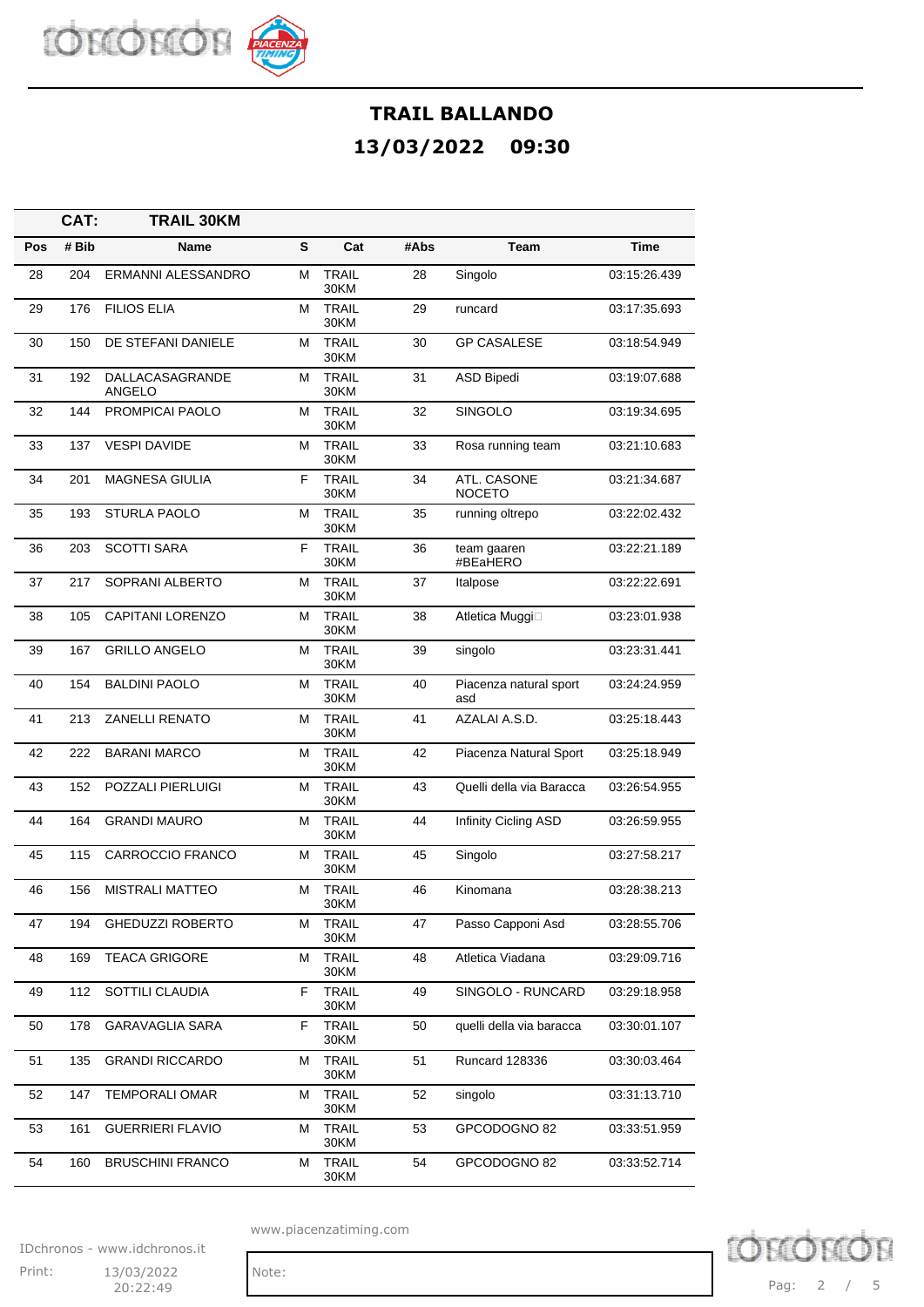# TRAIL BALLANDO

## 13/03/2022 09:30

**CAT: TRAIL 30KM**

| Pos | # Bib | Name | S | Cat | #Abs | Team | Time |
|---|---|---|---|---|---|---|---|
| 28 | 204 | ERMANNI ALESSANDRO | M | TRAIL 30KM | 28 | Singolo | 03:15:26.439 |
| 29 | 176 | FILIOS ELIA | M | TRAIL 30KM | 29 | runcard | 03:17:35.693 |
| 30 | 150 | DE STEFANI DANIELE | M | TRAIL 30KM | 30 | GP CASALESE | 03:18:54.949 |
| 31 | 192 | DALLACASAGRANDE ANGELO | M | TRAIL 30KM | 31 | ASD Bipedi | 03:19:07.688 |
| 32 | 144 | PROMPICAI PAOLO | M | TRAIL 30KM | 32 | SINGOLO | 03:19:34.695 |
| 33 | 137 | VESPI DAVIDE | M | TRAIL 30KM | 33 | Rosa running team | 03:21:10.683 |
| 34 | 201 | MAGNESA GIULIA | F | TRAIL 30KM | 34 | ATL. CASONE NOCETO | 03:21:34.687 |
| 35 | 193 | STURLA PAOLO | M | TRAIL 30KM | 35 | running oltrepo | 03:22:02.432 |
| 36 | 203 | SCOTTI SARA | F | TRAIL 30KM | 36 | team gaaren #BEaHERO | 03:22:21.189 |
| 37 | 217 | SOPRANI ALBERTO | M | TRAIL 30KM | 37 | Italpose | 03:22:22.691 |
| 38 | 105 | CAPITANI LORENZO | M | TRAIL 30KM | 38 | Atletica Muggi□ | 03:23:01.938 |
| 39 | 167 | GRILLO ANGELO | M | TRAIL 30KM | 39 | singolo | 03:23:31.441 |
| 40 | 154 | BALDINI PAOLO | M | TRAIL 30KM | 40 | Piacenza natural sport asd | 03:24:24.959 |
| 41 | 213 | ZANELLI RENATO | M | TRAIL 30KM | 41 | AZALAI A.S.D. | 03:25:18.443 |
| 42 | 222 | BARANI MARCO | M | TRAIL 30KM | 42 | Piacenza Natural Sport | 03:25:18.949 |
| 43 | 152 | POZZALI PIERLUIGI | M | TRAIL 30KM | 43 | Quelli della via Baracca | 03:26:54.955 |
| 44 | 164 | GRANDI MAURO | M | TRAIL 30KM | 44 | Infinity Cicling ASD | 03:26:59.955 |
| 45 | 115 | CARROCCIO FRANCO | M | TRAIL 30KM | 45 | Singolo | 03:27:58.217 |
| 46 | 156 | MISTRALI MATTEO | M | TRAIL 30KM | 46 | Kinomana | 03:28:38.213 |
| 47 | 194 | GHEDUZZI ROBERTO | M | TRAIL 30KM | 47 | Passo Capponi Asd | 03:28:55.706 |
| 48 | 169 | TEACA GRIGORE | M | TRAIL 30KM | 48 | Atletica Viadana | 03:29:09.716 |
| 49 | 112 | SOTTILI CLAUDIA | F | TRAIL 30KM | 49 | SINGOLO - RUNCARD | 03:29:18.958 |
| 50 | 178 | GARAVAGLIA SARA | F | TRAIL 30KM | 50 | quelli della via baracca | 03:30:01.107 |
| 51 | 135 | GRANDI RICCARDO | M | TRAIL 30KM | 51 | Runcard 128336 | 03:30:03.464 |
| 52 | 147 | TEMPORALI OMAR | M | TRAIL 30KM | 52 | singolo | 03:31:13.710 |
| 53 | 161 | GUERRIERI FLAVIO | M | TRAIL 30KM | 53 | GPCODOGNO 82 | 03:33:51.959 |
| 54 | 160 | BRUSCHINI FRANCO | M | TRAIL 30KM | 54 | GPCODOGNO 82 | 03:33:52.714 |

www.piacenzatiming.com

IDchronos - www.idchronos.it

Print: 13/03/2022 20:22:49

Note: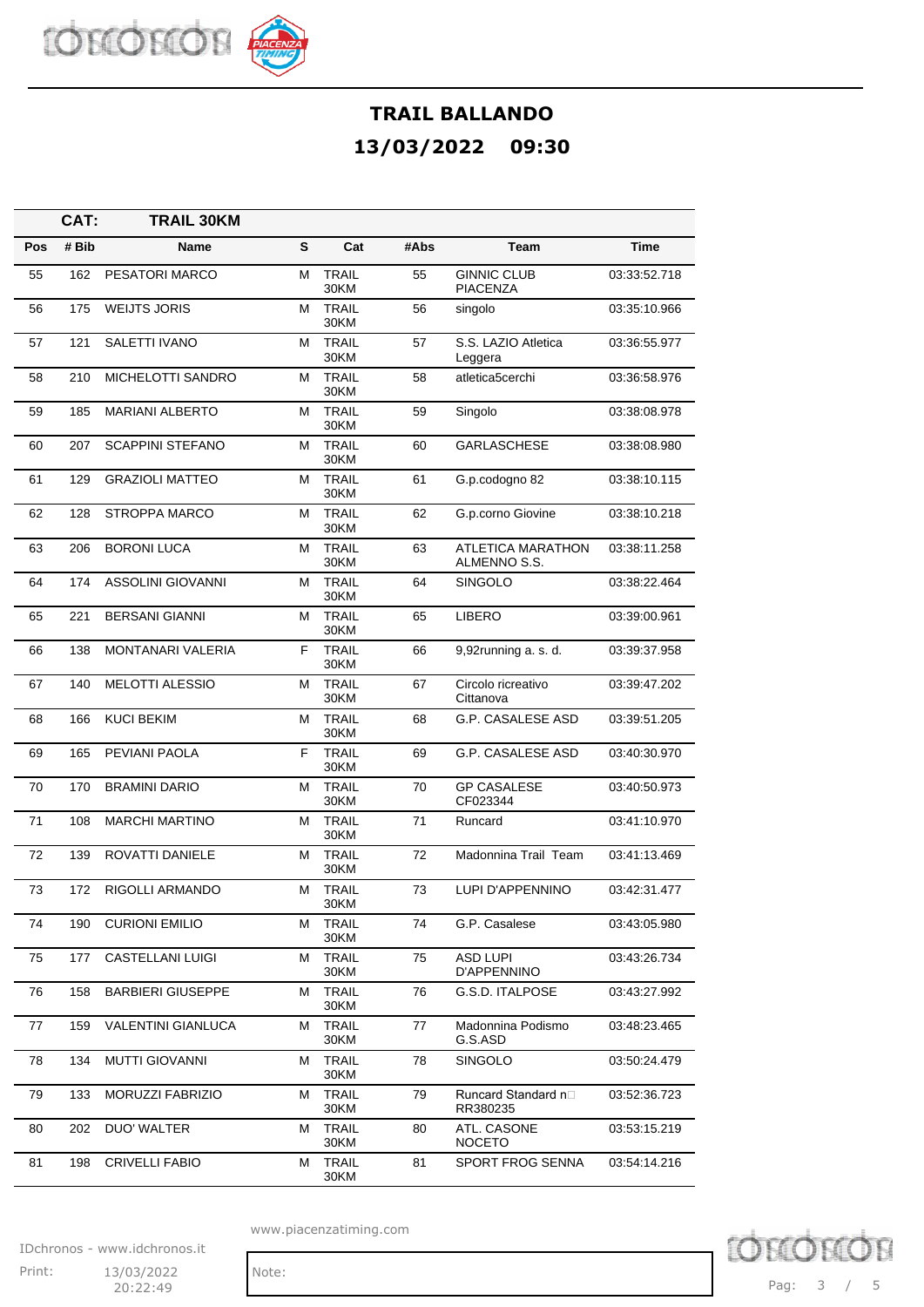# TRAIL BALLANDO

## 13/03/2022 09:30

**CAT: TRAIL 30KM**

| Pos | # Bib | Name | S | Cat | #Abs | Team | Time |
|---|---|---|---|---|---|---|---|
| 55 | 162 | PESATORI MARCO | M | TRAIL 30KM | 55 | GINNIC CLUB PIACENZA | 03:33:52.718 |
| 56 | 175 | WEIJTS JORIS | M | TRAIL 30KM | 56 | singolo | 03:35:10.966 |
| 57 | 121 | SALETTI IVANO | M | TRAIL 30KM | 57 | S.S. LAZIO Atletica Leggera | 03:36:55.977 |
| 58 | 210 | MICHELOTTI SANDRO | M | TRAIL 30KM | 58 | atletica5cerchi | 03:36:58.976 |
| 59 | 185 | MARIANI ALBERTO | M | TRAIL 30KM | 59 | Singolo | 03:38:08.978 |
| 60 | 207 | SCAPPINI STEFANO | M | TRAIL 30KM | 60 | GARLASCHESE | 03:38:08.980 |
| 61 | 129 | GRAZIOLI MATTEO | M | TRAIL 30KM | 61 | G.p.codogno 82 | 03:38:10.115 |
| 62 | 128 | STROPPA MARCO | M | TRAIL 30KM | 62 | G.p.corno Giovine | 03:38:10.218 |
| 63 | 206 | BORONI LUCA | M | TRAIL 30KM | 63 | ATLETICA MARATHON ALMENNO S.S. | 03:38:11.258 |
| 64 | 174 | ASSOLINI GIOVANNI | M | TRAIL 30KM | 64 | SINGOLO | 03:38:22.464 |
| 65 | 221 | BERSANI GIANNI | M | TRAIL 30KM | 65 | LIBERO | 03:39:00.961 |
| 66 | 138 | MONTANARI VALERIA | F | TRAIL 30KM | 66 | 9,92running a. s. d. | 03:39:37.958 |
| 67 | 140 | MELOTTI ALESSIO | M | TRAIL 30KM | 67 | Circolo ricreativo Cittanova | 03:39:47.202 |
| 68 | 166 | KUCI BEKIM | M | TRAIL 30KM | 68 | G.P. CASALESE ASD | 03:39:51.205 |
| 69 | 165 | PEVIANI PAOLA | F | TRAIL 30KM | 69 | G.P. CASALESE ASD | 03:40:30.970 |
| 70 | 170 | BRAMINI DARIO | M | TRAIL 30KM | 70 | GP CASALESE CF023344 | 03:40:50.973 |
| 71 | 108 | MARCHI MARTINO | M | TRAIL 30KM | 71 | Runcard | 03:41:10.970 |
| 72 | 139 | ROVATTI DANIELE | M | TRAIL 30KM | 72 | Madonnina Trail Team | 03:41:13.469 |
| 73 | 172 | RIGOLLI ARMANDO | M | TRAIL 30KM | 73 | LUPI D'APPENNINO | 03:42:31.477 |
| 74 | 190 | CURIONI EMILIO | M | TRAIL 30KM | 74 | G.P. Casalese | 03:43:05.980 |
| 75 | 177 | CASTELLANI LUIGI | M | TRAIL 30KM | 75 | ASD LUPI D'APPENNINO | 03:43:26.734 |
| 76 | 158 | BARBIERI GIUSEPPE | M | TRAIL 30KM | 76 | G.S.D. ITALPOSE | 03:43:27.992 |
| 77 | 159 | VALENTINI GIANLUCA | M | TRAIL 30KM | 77 | Madonnina Podismo G.S.ASD | 03:48:23.465 |
| 78 | 134 | MUTTI GIOVANNI | M | TRAIL 30KM | 78 | SINGOLO | 03:50:24.479 |
| 79 | 133 | MORUZZI FABRIZIO | M | TRAIL 30KM | 79 | Runcard Standard n□ RR380235 | 03:52:36.723 |
| 80 | 202 | DUO' WALTER | M | TRAIL 30KM | 80 | ATL. CASONE NOCETO | 03:53:15.219 |
| 81 | 198 | CRIVELLI FABIO | M | TRAIL 30KM | 81 | SPORT FROG SENNA | 03:54:14.216 |

www.piacenzatiming.com

IDchronos - www.idchronos.it

Print: 13/03/2022 20:22:49

Note: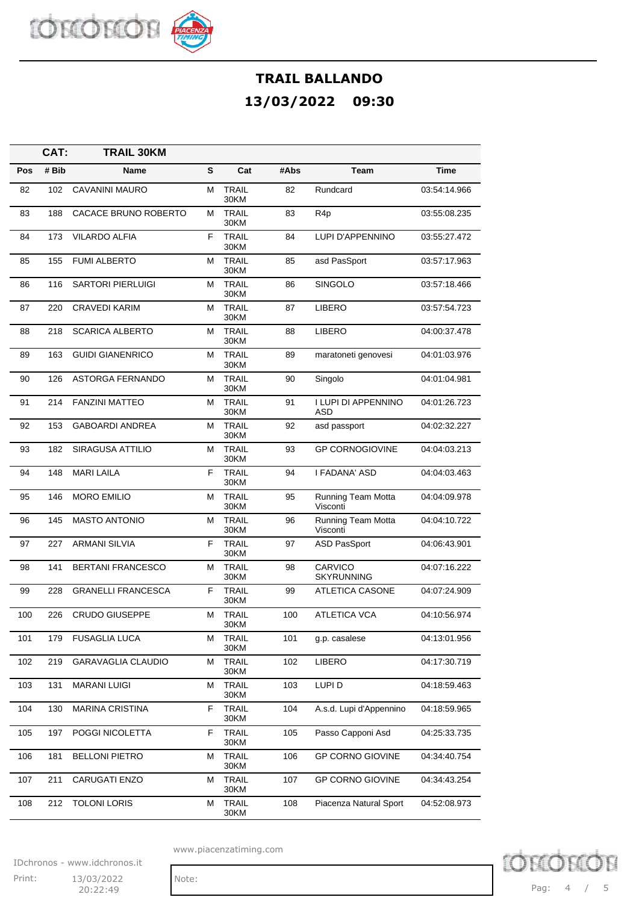# TRAIL BALLANDO

## 13/03/2022 09:30

**CAT: TRAIL 30KM**

| Pos | # Bib | Name | S | Cat | #Abs | Team | Time |
|---|---|---|---|---|---|---|---|
| 82 | 102 | CAVANINI MAURO | M | TRAIL 30KM | 82 | Rundcard | 03:54:14.966 |
| 83 | 188 | CACACE BRUNO ROBERTO | M | TRAIL 30KM | 83 | R4p | 03:55:08.235 |
| 84 | 173 | VILARDO ALFIA | F | TRAIL 30KM | 84 | LUPI D'APPENNINO | 03:55:27.472 |
| 85 | 155 | FUMI ALBERTO | M | TRAIL 30KM | 85 | asd PasSport | 03:57:17.963 |
| 86 | 116 | SARTORI PIERLUIGI | M | TRAIL 30KM | 86 | SINGOLO | 03:57:18.466 |
| 87 | 220 | CRAVEDI KARIM | M | TRAIL 30KM | 87 | LIBERO | 03:57:54.723 |
| 88 | 218 | SCARICA ALBERTO | M | TRAIL 30KM | 88 | LIBERO | 04:00:37.478 |
| 89 | 163 | GUIDI GIANENRICO | M | TRAIL 30KM | 89 | maratoneti genovesi | 04:01:03.976 |
| 90 | 126 | ASTORGA FERNANDO | M | TRAIL 30KM | 90 | Singolo | 04:01:04.981 |
| 91 | 214 | FANZINI MATTEO | M | TRAIL 30KM | 91 | I LUPI DI APPENNINO ASD | 04:01:26.723 |
| 92 | 153 | GABOARDI ANDREA | M | TRAIL 30KM | 92 | asd passport | 04:02:32.227 |
| 93 | 182 | SIRAGUSA ATTILIO | M | TRAIL 30KM | 93 | GP CORNOGIOVINE | 04:04:03.213 |
| 94 | 148 | MARI LAILA | F | TRAIL 30KM | 94 | I FADANA' ASD | 04:04:03.463 |
| 95 | 146 | MORO EMILIO | M | TRAIL 30KM | 95 | Running Team Motta Visconti | 04:04:09.978 |
| 96 | 145 | MASTO ANTONIO | M | TRAIL 30KM | 96 | Running Team Motta Visconti | 04:04:10.722 |
| 97 | 227 | ARMANI SILVIA | F | TRAIL 30KM | 97 | ASD PasSport | 04:06:43.901 |
| 98 | 141 | BERTANI FRANCESCO | M | TRAIL 30KM | 98 | CARVICO SKYRUNNING | 04:07:16.222 |
| 99 | 228 | GRANELLI FRANCESCA | F | TRAIL 30KM | 99 | ATLETICA CASONE | 04:07:24.909 |
| 100 | 226 | CRUDO GIUSEPPE | M | TRAIL 30KM | 100 | ATLETICA VCA | 04:10:56.974 |
| 101 | 179 | FUSAGLIA LUCA | M | TRAIL 30KM | 101 | g.p. casalese | 04:13:01.956 |
| 102 | 219 | GARAVAGLIA CLAUDIO | M | TRAIL 30KM | 102 | LIBERO | 04:17:30.719 |
| 103 | 131 | MARANI LUIGI | M | TRAIL 30KM | 103 | LUPI D | 04:18:59.463 |
| 104 | 130 | MARINA CRISTINA | F | TRAIL 30KM | 104 | A.s.d. Lupi d'Appennino | 04:18:59.965 |
| 105 | 197 | POGGI NICOLETTA | F | TRAIL 30KM | 105 | Passo Capponi Asd | 04:25:33.735 |
| 106 | 181 | BELLONI PIETRO | M | TRAIL 30KM | 106 | GP CORNO GIOVINE | 04:34:40.754 |
| 107 | 211 | CARUGATI ENZO | M | TRAIL 30KM | 107 | GP CORNO GIOVINE | 04:34:43.254 |
| 108 | 212 | TOLONI LORIS | M | TRAIL 30KM | 108 | Piacenza Natural Sport | 04:52:08.973 |

www.piacenzatiming.com

IDchronos - www.idchronos.it

Print: 13/03/2022 20:22:49

Note: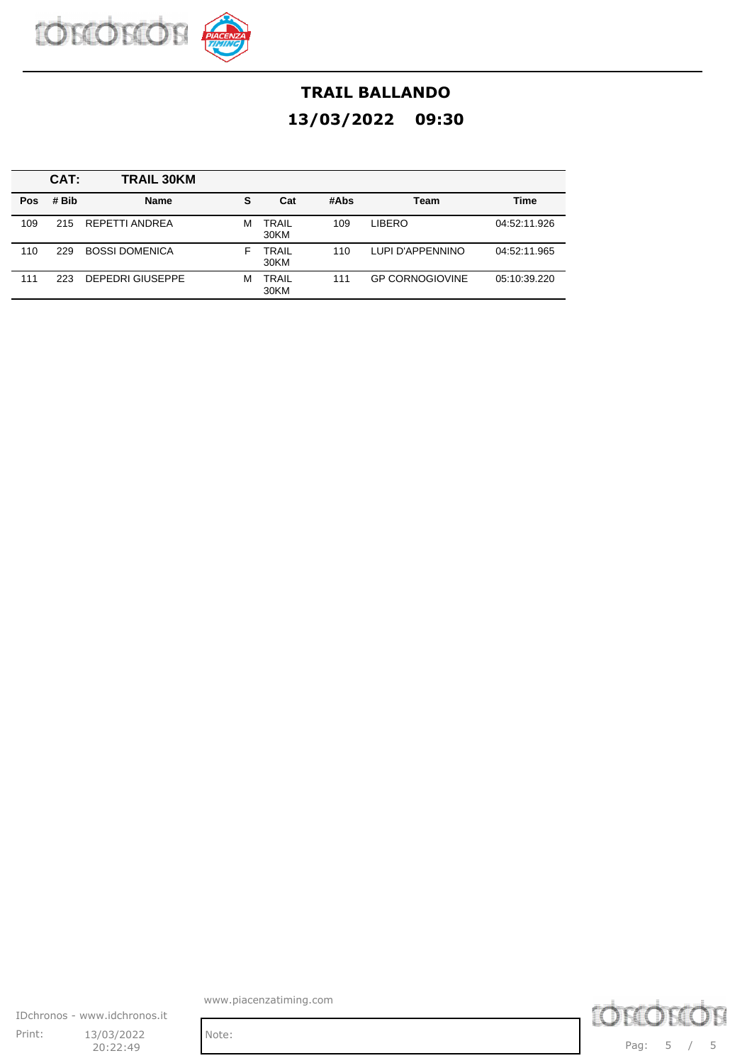# TRAIL BALLANDO

## 13/03/2022 09:30

**CAT: TRAIL 30KM**

| Pos | # Bib | Name | S | Cat | #Abs | Team | Time |
|---|---|---|---|---|---|---|---|
| 109 | 215 | REPETTI ANDREA | M | TRAIL 30KM | 109 | LIBERO | 04:52:11.926 |
| 110 | 229 | BOSSI DOMENICA | F | TRAIL 30KM | 110 | LUPI D'APPENNINO | 04:52:11.965 |
| 111 | 223 | DEPEDRI GIUSEPPE | M | TRAIL 30KM | 111 | GP CORNOGIOVINE | 05:10:39.220 |

www.piacenzatiming.com

IDchronos - www.idchronos.it

Print: 13/03/2022 20:22:49

Note: